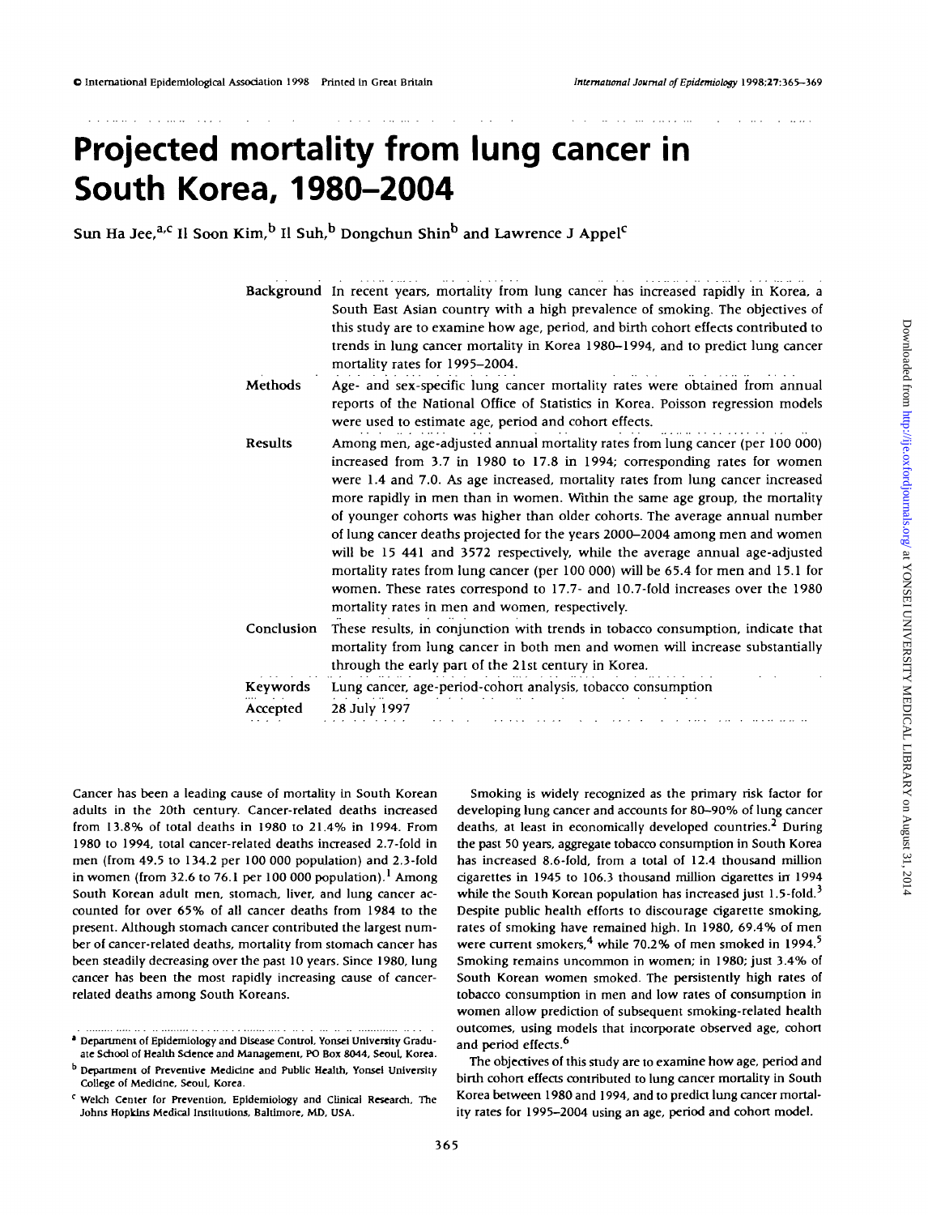# Projected mortality from lung cancer in South Korea, 1980–2004

Sun Ha Jee,[a,c] Il Soon Kim,[b] Il Suh,[b] Dongchun Shin[b] and Lawrence J Appel[c]

**Background** In recent years, mortality from lung cancer has increased rapidly in Korea, a South East Asian country with a high prevalence of smoking. The objectives of this study are to examine how age, period, and birth cohort effects contributed to trends in lung cancer mortality in Korea 1980–1994, and to predict lung cancer mortality rates for 1995–2004.

**Methods** Age- and sex-specific lung cancer mortality rates were obtained from annual reports of the National Office of Statistics in Korea. Poisson regression models were used to estimate age, period and cohort effects.

**Results** Among men, age-adjusted annual mortality rates from lung cancer (per 100 000) increased from 3.7 in 1980 to 17.8 in 1994; corresponding rates for women were 1.4 and 7.0. As age increased, mortality rates from lung cancer increased more rapidly in men than in women. Within the same age group, the mortality of younger cohorts was higher than older cohorts. The average annual number of lung cancer deaths projected for the years 2000–2004 among men and women will be 15 441 and 3572 respectively, while the average annual age-adjusted mortality rates from lung cancer (per 100 000) will be 65.4 for men and 15.1 for women. These rates correspond to 17.7- and 10.7-fold increases over the 1980 mortality rates in men and women, respectively.

**Conclusion** These results, in conjunction with trends in tobacco consumption, indicate that mortality from lung cancer in both men and women will increase substantially through the early part of the 21st century in Korea.

**Keywords** Lung cancer, age-period-cohort analysis, tobacco consumption

**Accepted** 28 July 1997

Cancer has been a leading cause of mortality in South Korean adults in the 20th century. Cancer-related deaths increased from 13.8% of total deaths in 1980 to 21.4% in 1994. From 1980 to 1994, total cancer-related deaths increased 2.7-fold in men (from 49.5 to 134.2 per 100 000 population) and 2.3-fold in women (from 32.6 to 76.1 per 100 000 population).[1] Among South Korean adult men, stomach, liver, and lung cancer accounted for over 65% of all cancer deaths from 1984 to the present. Although stomach cancer contributed the largest number of cancer-related deaths, mortality from stomach cancer has been steadily decreasing over the past 10 years. Since 1980, lung cancer has been the most rapidly increasing cause of cancer-related deaths among South Koreans.

Smoking is widely recognized as the primary risk factor for developing lung cancer and accounts for 80–90% of lung cancer deaths, at least in economically developed countries.[2] During the past 50 years, aggregate tobacco consumption in South Korea has increased 8.6-fold, from a total of 12.4 thousand million cigarettes in 1945 to 106.3 thousand million cigarettes in 1994 while the South Korean population has increased just 1.5-fold.[3] Despite public health efforts to discourage cigarette smoking, rates of smoking have remained high. In 1980, 69.4% of men were current smokers,[4] while 70.2% of men smoked in 1994.[5] Smoking remains uncommon in women; in 1980; just 3.4% of South Korean women smoked. The persistently high rates of tobacco consumption in men and low rates of consumption in women allow prediction of subsequent smoking-related health outcomes, using models that incorporate observed age, cohort and period effects.[6]

The objectives of this study are to examine how age, period and birth cohort effects contributed to lung cancer mortality in South Korea between 1980 and 1994, and to predict lung cancer mortality rates for 1995–2004 using an age, period and cohort model.

[a] Department of Epidemiology and Disease Control, Yonsei University Graduate School of Health Science and Management, PO Box 8044, Seoul, Korea.

[b] Department of Preventive Medicine and Public Health, Yonsei University College of Medicine, Seoul, Korea.

[c] Welch Center for Prevention, Epidemiology and Clinical Research, The Johns Hopkins Medical Institutions, Baltimore, MD, USA.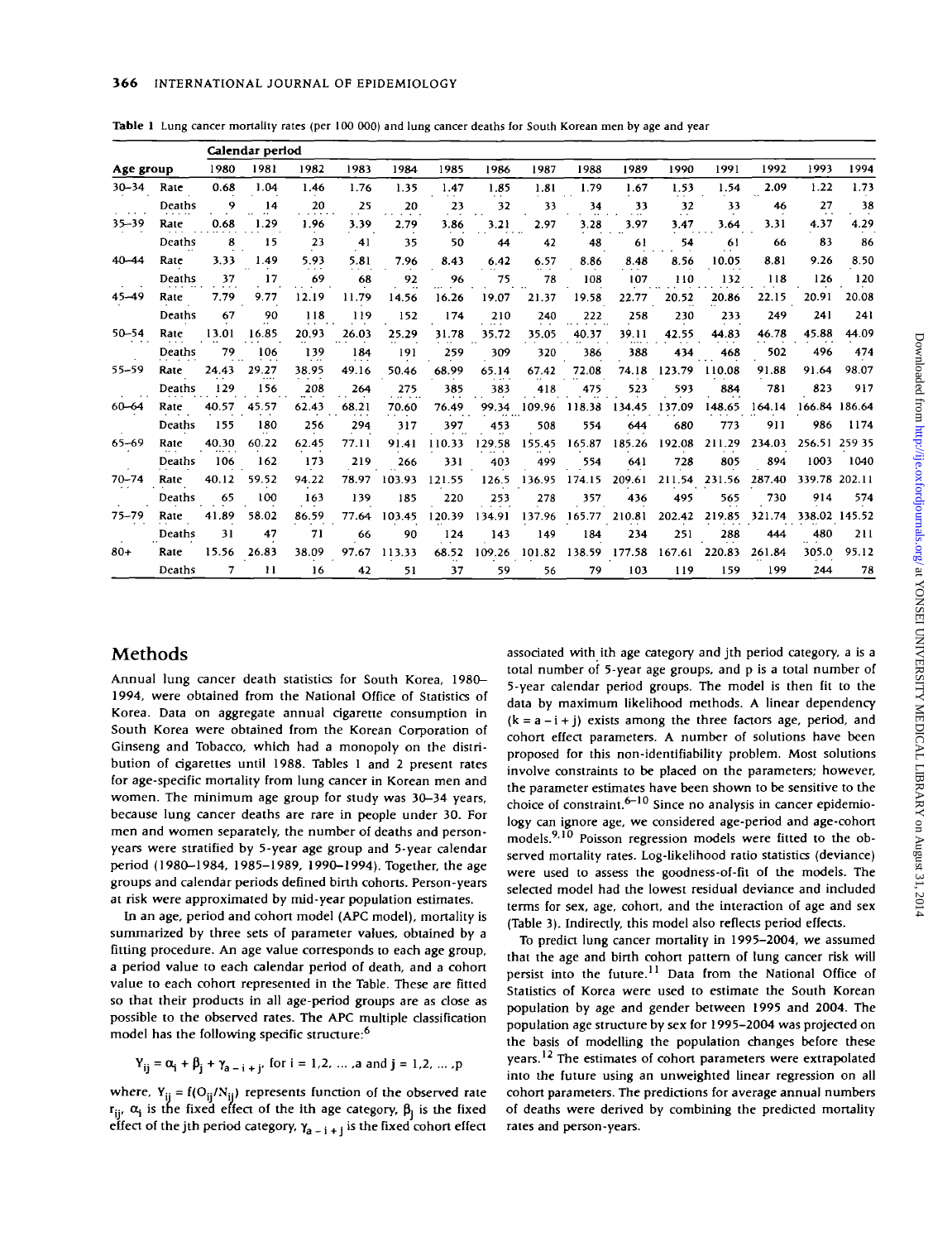**Table 1** Lung cancer mortality rates (per 100 000) and lung cancer deaths for South Korean men by age and year

| Age group | | Calendar period | | | | | | | | | | | | | | |
|---|---|---|---|---|---|---|---|---|---|---|---|---|---|---|---|---|
| | | 1980 | 1981 | 1982 | 1983 | 1984 | 1985 | 1986 | 1987 | 1988 | 1989 | 1990 | 1991 | 1992 | 1993 | 1994 |
| 30–34 | Rate | 0.68 | 1.04 | 1.46 | 1.76 | 1.35 | 1.47 | 1.85 | 1.81 | 1.79 | 1.67 | 1.53 | 1.54 | 2.09 | 1.22 | 1.73 |
| | Deaths | 9 | 14 | 20 | 25 | 20 | 23 | 32 | 33 | 34 | 33 | 32 | 33 | 46 | 27 | 38 |
| 35–39 | Rate | 0.68 | 1.29 | 1.96 | 3.39 | 2.79 | 3.86 | 3.21 | 2.97 | 3.28 | 3.97 | 3.47 | 3.64 | 3.31 | 4.37 | 4.29 |
| | Deaths | 8 | 15 | 23 | 41 | 35 | 50 | 44 | 42 | 48 | 61 | 54 | 61 | 66 | 83 | 86 |
| 40–44 | Rate | 3.33 | 1.49 | 5.93 | 5.81 | 7.96 | 8.43 | 6.42 | 6.57 | 8.86 | 8.48 | 8.56 | 10.05 | 8.81 | 9.26 | 8.50 |
| | Deaths | 37 | 17 | 69 | 68 | 92 | 96 | 75 | 78 | 108 | 107 | 110 | 132 | 118 | 126 | 120 |
| 45–49 | Rate | 7.79 | 9.77 | 12.19 | 11.79 | 14.56 | 16.26 | 19.07 | 21.37 | 19.58 | 22.77 | 20.52 | 20.86 | 22.15 | 20.91 | 20.08 |
| | Deaths | 67 | 90 | 118 | 119 | 152 | 174 | 210 | 240 | 222 | 258 | 230 | 233 | 249 | 241 | 241 |
| 50–54 | Rate | 13.01 | 16.85 | 20.93 | 26.03 | 25.29 | 31.78 | 35.72 | 35.05 | 40.37 | 39.11 | 42.55 | 44.83 | 46.78 | 45.88 | 44.09 |
| | Deaths | 79 | 106 | 139 | 184 | 191 | 259 | 309 | 320 | 386 | 388 | 434 | 468 | 502 | 496 | 474 |
| 55–59 | Rate | 24.43 | 29.27 | 38.95 | 49.16 | 50.46 | 68.99 | 65.14 | 67.42 | 72.08 | 74.18 | 123.79 | 110.08 | 91.88 | 91.64 | 98.07 |
| | Deaths | 129 | 156 | 208 | 264 | 275 | 385 | 383 | 418 | 475 | 523 | 593 | 884 | 781 | 823 | 917 |
| 60–64 | Rate | 40.57 | 45.57 | 62.43 | 68.21 | 70.60 | 76.49 | 99.34 | 109.96 | 118.38 | 134.45 | 137.09 | 148.65 | 164.14 | 166.84 | 186.64 |
| | Deaths | 155 | 180 | 256 | 294 | 317 | 397 | 453 | 508 | 554 | 644 | 680 | 773 | 911 | 986 | 1174 |
| 65–69 | Rate | 40.30 | 60.22 | 62.45 | 77.11 | 91.41 | 110.33 | 129.58 | 155.45 | 165.87 | 185.26 | 192.08 | 211.29 | 234.03 | 256.51 | 259 35 |
| | Deaths | 106 | 162 | 173 | 219 | 266 | 331 | 403 | 499 | 554 | 641 | 728 | 805 | 894 | 1003 | 1040 |
| 70–74 | Rate | 40.12 | 59.52 | 94.22 | 78.97 | 103.93 | 121.55 | 126.5 | 136.95 | 174.15 | 209.61 | 211.54 | 231.56 | 287.40 | 339.78 | 202.11 |
| | Deaths | 65 | 100 | 163 | 139 | 185 | 220 | 253 | 278 | 357 | 436 | 495 | 565 | 730 | 914 | 574 |
| 75–79 | Rate | 41.89 | 58.02 | 86.59 | 77.64 | 103.45 | 120.39 | 134.91 | 137.96 | 165.77 | 210.81 | 202.42 | 219.85 | 321.74 | 338.02 | 145.52 |
| | Deaths | 31 | 47 | 71 | 66 | 90 | 124 | 143 | 149 | 184 | 234 | 251 | 288 | 444 | 480 | 211 |
| 80+ | Rate | 15.56 | 26.83 | 38.09 | 97.67 | 113.33 | 68.52 | 109.26 | 101.82 | 138.59 | 177.58 | 167.61 | 220.83 | 261.84 | 305.0 | 95.12 |
| | Deaths | 7 | 11 | 16 | 42 | 51 | 37 | 59 | 56 | 79 | 103 | 119 | 159 | 199 | 244 | 78 |

## Methods

Annual lung cancer death statistics for South Korea, 1980–1994, were obtained from the National Office of Statistics of Korea. Data on aggregate annual cigarette consumption in South Korea were obtained from the Korean Corporation of Ginseng and Tobacco, which had a monopoly on the distribution of cigarettes until 1988. Tables 1 and 2 present rates for age-specific mortality from lung cancer in Korean men and women. The minimum age group for study was 30–34 years, because lung cancer deaths are rare in people under 30. For men and women separately, the number of deaths and person-years were stratified by 5-year age group and 5-year calendar period (1980–1984, 1985–1989, 1990–1994). Together, the age groups and calendar periods defined birth cohorts. Person-years at risk were approximated by mid-year population estimates.

In an age, period and cohort model (APC model), mortality is summarized by three sets of parameter values, obtained by a fitting procedure. An age value corresponds to each age group, a period value to each calendar period of death, and a cohort value to each cohort represented in the Table. These are fitted so that their products in all age-period groups are as close as possible to the observed rates. The APC multiple classification model has the following specific structure:[6]

$$Y_{ij} = \alpha_i + \beta_j + \gamma_{a-i+j}, \text{ for } i = 1,2, \ldots ,a \text{ and } j = 1,2, \ldots ,p$$

where, $Y_{ij} = f(O_{ij}/N_{ij})$ represents function of the observed rate $r_{ij}$, $\alpha_i$ is the fixed effect of the ith age category, $\beta_j$ is the fixed effect of the jth period category, $\gamma_{a-i+j}$ is the fixed cohort effect associated with ith age category and jth period category, a is a total number of 5-year age groups, and p is a total number of 5-year calendar period groups. The model is then fit to the data by maximum likelihood methods. A linear dependency ($k = a - i + j$) exists among the three factors age, period, and cohort effect parameters. A number of solutions have been proposed for this non-identifiability problem. Most solutions involve constraints to be placed on the parameters; however, the parameter estimates have been shown to be sensitive to the choice of constraint.[6–10] Since no analysis in cancer epidemiology can ignore age, we considered age-period and age-cohort models.[9,10] Poisson regression models were fitted to the observed mortality rates. Log-likelihood ratio statistics (deviance) were used to assess the goodness-of-fit of the models. The selected model had the lowest residual deviance and included terms for sex, age, cohort, and the interaction of age and sex (Table 3). Indirectly, this model also reflects period effects.

To predict lung cancer mortality in 1995–2004, we assumed that the age and birth cohort pattern of lung cancer risk will persist into the future.[11] Data from the National Office of Statistics of Korea were used to estimate the South Korean population by age and gender between 1995 and 2004. The population age structure by sex for 1995–2004 was projected on the basis of modelling the population changes before these years.[12] The estimates of cohort parameters were extrapolated into the future using an unweighted linear regression on all cohort parameters. The predictions for average annual numbers of deaths were derived by combining the predicted mortality rates and person-years.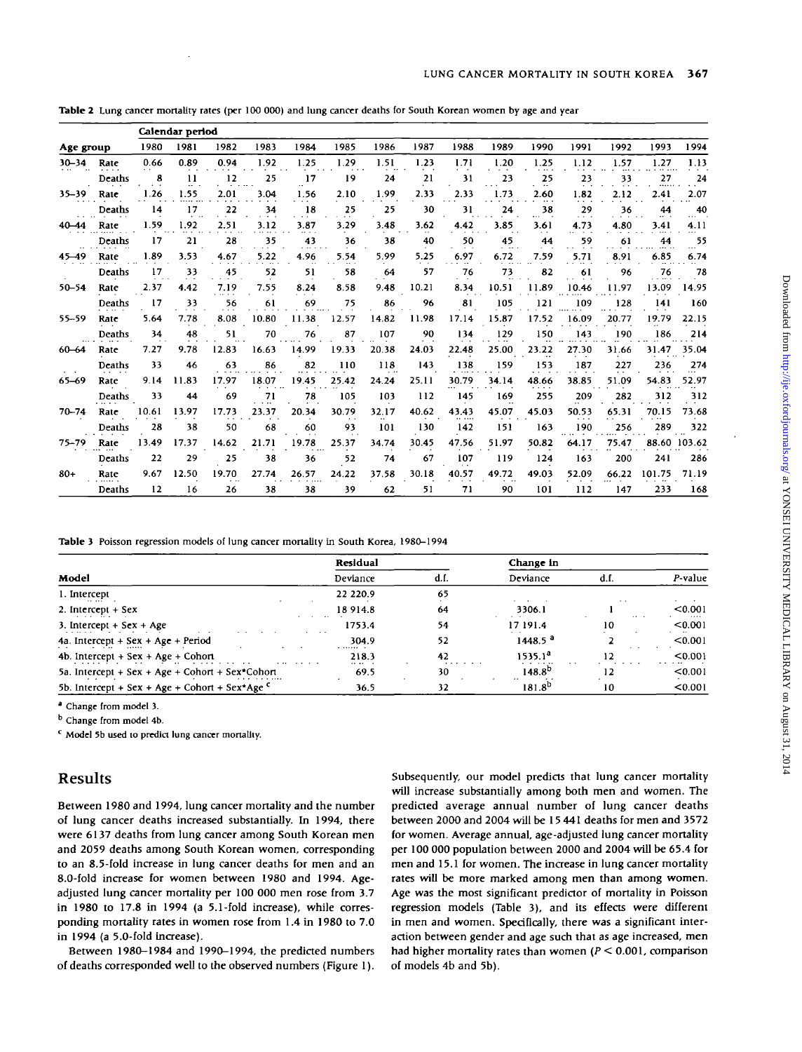**Table 2** Lung cancer mortality rates (per 100 000) and lung cancer deaths for South Korean women by age and year

| Age group | | Calendar period | | | | | | | | | | | | | | |
|---|---|---|---|---|---|---|---|---|---|---|---|---|---|---|---|---|
| | | 1980 | 1981 | 1982 | 1983 | 1984 | 1985 | 1986 | 1987 | 1988 | 1989 | 1990 | 1991 | 1992 | 1993 | 1994 |
| 30–34 | Rate | 0.66 | 0.89 | 0.94 | 1.92 | 1.25 | 1.29 | 1.51 | 1.23 | 1.71 | 1.20 | 1.25 | 1.12 | 1.57 | 1.27 | 1.13 |
| | Deaths | 8 | 11 | 12 | 25 | 17 | 19 | 24 | 21 | 31 | 23 | 25 | 23 | 33 | 27 | 24 |
| 35–39 | Rate | 1.26 | 1.55 | 2.01 | 3.04 | 1.56 | 2.10 | 1.99 | 2.33 | 2.33 | 1.73 | 2.60 | 1.82 | 2.12 | 2.41 | 2.07 |
| | Deaths | 14 | 17 | 22 | 34 | 18 | 25 | 25 | 30 | 31 | 24 | 38 | 29 | 36 | 44 | 40 |
| 40–44 | Rate | 1.59 | 1.92 | 2.51 | 3.12 | 3.87 | 3.29 | 3.48 | 3.62 | 4.42 | 3.85 | 3.61 | 4.73 | 4.80 | 3.41 | 4.11 |
| | Deaths | 17 | 21 | 28 | 35 | 43 | 36 | 38 | 40 | 50 | 45 | 44 | 59 | 61 | 44 | 55 |
| 45–49 | Rate | 1.89 | 3.53 | 4.67 | 5.22 | 4.96 | 5.54 | 5.99 | 5.25 | 6.97 | 6.72 | 7.59 | 5.71 | 8.91 | 6.85 | 6.74 |
| | Deaths | 17 | 33 | 45 | 52 | 51 | 58 | 64 | 57 | 76 | 73 | 82 | 61 | 96 | 76 | 78 |
| 50–54 | Rate | 2.37 | 4.42 | 7.19 | 7.55 | 8.24 | 8.58 | 9.48 | 10.21 | 8.34 | 10.51 | 11.89 | 10.46 | 11.97 | 13.09 | 14.95 |
| | Deaths | 17 | 33 | 56 | 61 | 69 | 75 | 86 | 96 | 81 | 105 | 121 | 109 | 128 | 141 | 160 |
| 55–59 | Rate | 5.64 | 7.78 | 8.08 | 10.80 | 11.38 | 12.57 | 14.82 | 11.98 | 17.14 | 15.87 | 17.52 | 16.09 | 20.77 | 19.79 | 22.15 |
| | Deaths | 34 | 48 | 51 | 70 | 76 | 87 | 107 | 90 | 134 | 129 | 150 | 143 | 190 | 186 | 214 |
| 60–64 | Rate | 7.27 | 9.78 | 12.83 | 16.63 | 14.99 | 19.33 | 20.38 | 24.03 | 22.48 | 25.00 | 23.22 | 27.30 | 31.66 | 31.47 | 35.04 |
| | Deaths | 33 | 46 | 63 | 86 | 82 | 110 | 118 | 143 | 138 | 159 | 153 | 187 | 227 | 236 | 274 |
| 65–69 | Rate | 9.14 | 11.83 | 17.97 | 18.07 | 19.45 | 25.42 | 24.24 | 25.11 | 30.79 | 34.14 | 48.66 | 38.85 | 51.09 | 54.83 | 52.97 |
| | Deaths | 33 | 44 | 69 | 71 | 78 | 105 | 103 | 112 | 145 | 169 | 255 | 209 | 282 | 312 | 312 |
| 70–74 | Rate | 10.61 | 13.97 | 17.73 | 23.37 | 20.34 | 30.79 | 32.17 | 40.62 | 43.43 | 45.07 | 45.03 | 50.53 | 65.31 | 70.15 | 73.68 |
| | Deaths | 28 | 38 | 50 | 68 | 60 | 93 | 101 | 130 | 142 | 151 | 163 | 190 | 256 | 289 | 322 |
| 75–79 | Rate | 13.49 | 17.37 | 14.62 | 21.71 | 19.78 | 25.37 | 34.74 | 30.45 | 47.56 | 51.97 | 50.82 | 64.17 | 75.47 | 88.60 | 103.62 |
| | Deaths | 22 | 29 | 25 | 38 | 36 | 52 | 74 | 67 | 107 | 119 | 124 | 163 | 200 | 241 | 286 |
| 80+ | Rate | 9.67 | 12.50 | 19.70 | 27.74 | 26.57 | 24.22 | 37.58 | 30.18 | 40.57 | 49.72 | 49.03 | 52.09 | 66.22 | 101.75 | 71.19 |
| | Deaths | 12 | 16 | 26 | 38 | 38 | 39 | 62 | 51 | 71 | 90 | 101 | 112 | 147 | 233 | 168 |

**Table 3** Poisson regression models of lung cancer mortality in South Korea, 1980–1994

| Model | Residual Deviance | d.f. | Change in Deviance | d.f. | *P*-value |
|---|---|---|---|---|---|
| 1. Intercept | 22 220.9 | 65 | | | |
| 2. Intercept + Sex | 18 914.8 | 64 | 3306.1 | 1 | <0.001 |
| 3. Intercept + Sex + Age | 1753.4 | 54 | 17 191.4 | 10 | <0.001 |
| 4a. Intercept + Sex + Age + Period | 304.9 | 52 | 1448.5 [a] | 2 | <0.001 |
| 4b. Intercept + Sex + Age + Cohort | 218.3 | 42 | 1535.1[a] | 12 | <0.001 |
| 5a. Intercept + Sex + Age + Cohort + Sex*Cohort | 69.5 | 30 | 148.8[b] | 12 | <0.001 |
| 5b. Intercept + Sex + Age + Cohort + Sex*Age [c] | 36.5 | 32 | 181.8[b] | 10 | <0.001 |

[a] Change from model 3.

[b] Change from model 4b.

[c] Model 5b used to predict lung cancer mortality.

## Results

Between 1980 and 1994, lung cancer mortality and the number of lung cancer deaths increased substantially. In 1994, there were 6137 deaths from lung cancer among South Korean men and 2059 deaths among South Korean women, corresponding to an 8.5-fold increase in lung cancer deaths for men and an 8.0-fold increase for women between 1980 and 1994. Age-adjusted lung cancer mortality per 100 000 men rose from 3.7 in 1980 to 17.8 in 1994 (a 5.1-fold increase), while corresponding mortality rates in women rose from 1.4 in 1980 to 7.0 in 1994 (a 5.0-fold increase).

Between 1980–1984 and 1990–1994, the predicted numbers of deaths corresponded well to the observed numbers (Figure 1). Subsequently, our model predicts that lung cancer mortality will increase substantially among both men and women. The predicted average annual number of lung cancer deaths between 2000 and 2004 will be 15 441 deaths for men and 3572 for women. Average annual, age-adjusted lung cancer mortality per 100 000 population between 2000 and 2004 will be 65.4 for men and 15.1 for women. The increase in lung cancer mortality rates will be more marked among men than among women. Age was the most significant predictor of mortality in Poisson regression models (Table 3), and its effects were different in men and women. Specifically, there was a significant interaction between gender and age such that as age increased, men had higher mortality rates than women ($P < 0.001$, comparison of models 4b and 5b).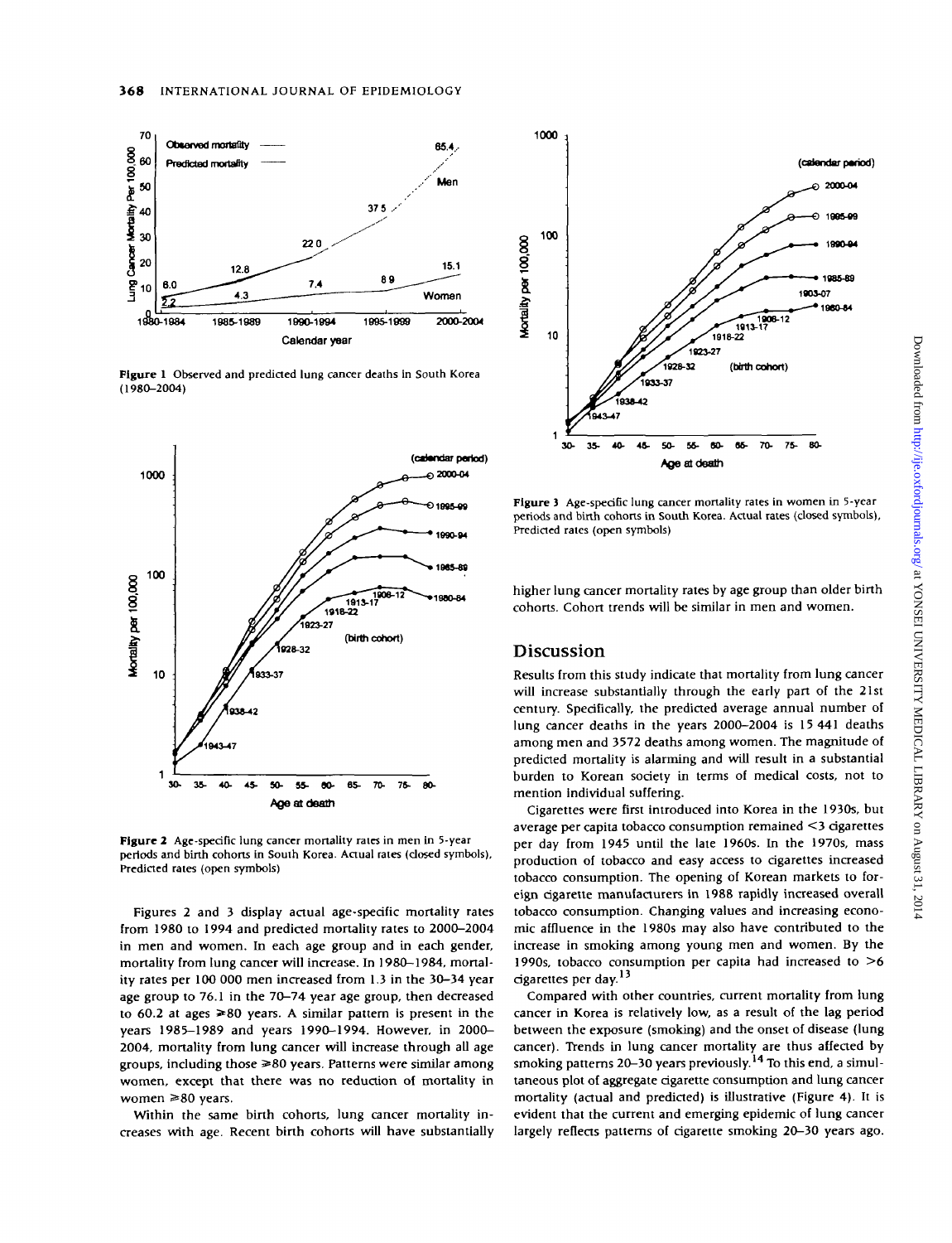Figure 1 Observed and predicted lung cancer deaths in South Korea (1980–2004)

Figure 2 Age-specific lung cancer mortality rates in men in 5-year periods and birth cohorts in South Korea. Actual rates (closed symbols), Predicted rates (open symbols)

Figures 2 and 3 display actual age-specific mortality rates from 1980 to 1994 and predicted mortality rates to 2000–2004 in men and women. In each age group and in each gender, mortality from lung cancer will increase. In 1980–1984, mortality rates per 100 000 men increased from 1.3 in the 30–34 year age group to 76.1 in the 70–74 year age group, then decreased to 60.2 at ages ≥80 years. A similar pattern is present in the years 1985–1989 and years 1990–1994. However, in 2000–2004, mortality from lung cancer will increase through all age groups, including those ≥80 years. Patterns were similar among women, except that there was no reduction of mortality in women ≥80 years.

Within the same birth cohorts, lung cancer mortality increases with age. Recent birth cohorts will have substantially higher lung cancer mortality rates by age group than older birth cohorts. Cohort trends will be similar in men and women.

Figure 3 Age-specific lung cancer mortality rates in women in 5-year periods and birth cohorts in South Korea. Actual rates (closed symbols), Predicted rates (open symbols)

## Discussion

Results from this study indicate that mortality from lung cancer will increase substantially through the early part of the 21st century. Specifically, the predicted average annual number of lung cancer deaths in the years 2000–2004 is 15 441 deaths among men and 3572 deaths among women. The magnitude of predicted mortality is alarming and will result in a substantial burden to Korean society in terms of medical costs, not to mention individual suffering.

Cigarettes were first introduced into Korea in the 1930s, but average per capita tobacco consumption remained <3 cigarettes per day from 1945 until the late 1960s. In the 1970s, mass production of tobacco and easy access to cigarettes increased tobacco consumption. The opening of Korean markets to foreign cigarette manufacturers in 1988 rapidly increased overall tobacco consumption. Changing values and increasing economic affluence in the 1980s may also have contributed to the increase in smoking among young men and women. By the 1990s, tobacco consumption per capita had increased to >6 cigarettes per day.[13]

Compared with other countries, current mortality from lung cancer in Korea is relatively low, as a result of the lag period between the exposure (smoking) and the onset of disease (lung cancer). Trends in lung cancer mortality are thus affected by smoking patterns 20–30 years previously.[14] To this end, a simultaneous plot of aggregate cigarette consumption and lung cancer mortality (actual and predicted) is illustrative (Figure 4). It is evident that the current and emerging epidemic of lung cancer largely reflects patterns of cigarette smoking 20–30 years ago.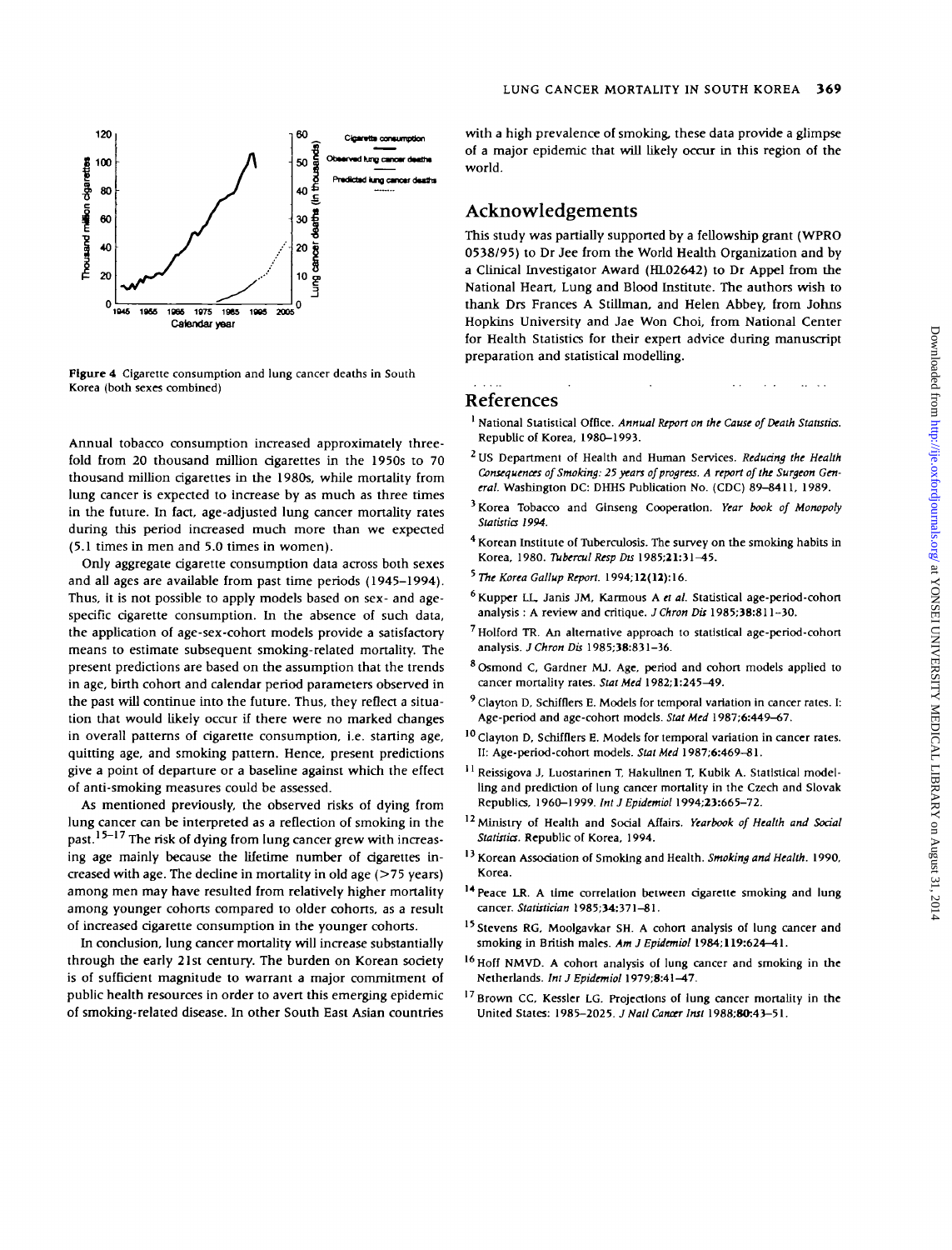120
100
80
60
40
20
0
Thousand million cigarettes
60
50
40
30
20
10
0
Lung cancer deaths (in thousands)
1945 1955 1965 1975 1985 1995 2005
Calendar year
Cigarette consumption
Observed lung cancer deaths
Predicted lung cancer deaths

**Figure 4** Cigarette consumption and lung cancer deaths in South Korea (both sexes combined)

Annual tobacco consumption increased approximately threefold from 20 thousand million cigarettes in the 1950s to 70 thousand million cigarettes in the 1980s, while mortality from lung cancer is expected to increase by as much as three times in the future. In fact, age-adjusted lung cancer mortality rates during this period increased much more than we expected (5.1 times in men and 5.0 times in women).

Only aggregate cigarette consumption data across both sexes and all ages are available from past time periods (1945–1994). Thus, it is not possible to apply models based on sex- and age-specific cigarette consumption. In the absence of such data, the application of age-sex-cohort models provide a satisfactory means to estimate subsequent smoking-related mortality. The present predictions are based on the assumption that the trends in age, birth cohort and calendar period parameters observed in the past will continue into the future. Thus, they reflect a situation that would likely occur if there were no marked changes in overall patterns of cigarette consumption, i.e. starting age, quitting age, and smoking pattern. Hence, present predictions give a point of departure or a baseline against which the effect of anti-smoking measures could be assessed.

As mentioned previously, the observed risks of dying from lung cancer can be interpreted as a reflection of smoking in the past.[15–17] The risk of dying from lung cancer grew with increasing age mainly because the lifetime number of cigarettes increased with age. The decline in mortality in old age (>75 years) among men may have resulted from relatively higher mortality among younger cohorts compared to older cohorts, as a result of increased cigarette consumption in the younger cohorts.

In conclusion, lung cancer mortality will increase substantially through the early 21st century. The burden on Korean society is of sufficient magnitude to warrant a major commitment of public health resources in order to avert this emerging epidemic of smoking-related disease. In other South East Asian countries with a high prevalence of smoking, these data provide a glimpse of a major epidemic that will likely occur in this region of the world.

## Acknowledgements

This study was partially supported by a fellowship grant (WPRO 0538/95) to Dr Jee from the World Health Organization and by a Clinical Investigator Award (HL02642) to Dr Appel from the National Heart, Lung and Blood Institute. The authors wish to thank Drs Frances A Stillman, and Helen Abbey, from Johns Hopkins University and Jae Won Choi, from National Center for Health Statistics for their expert advice during manuscript preparation and statistical modelling.

## References

1. National Statistical Office. *Annual Report on the Cause of Death Statistics*. Republic of Korea, 1980–1993.
2. US Department of Health and Human Services. *Reducing the Health Consequences of Smoking: 25 years of progress. A report of the Surgeon General*. Washington DC: DHHS Publication No. (CDC) 89–8411, 1989.
3. Korea Tobacco and Ginseng Cooperation. *Year book of Monopoly Statistics 1994*.
4. Korean Institute of Tuberculosis. The survey on the smoking habits in Korea, 1980. *Tubercul Resp Dis* 1985;**21**:31–45.
5. *The Korea Gallup Report*. 1994;**12(12)**:16.
6. Kupper LL, Janis JM, Karmous A *et al*. Statistical age-period-cohort analysis : A review and critique. *J Chron Dis* 1985;**38**:811–30.
7. Holford TR. An alternative approach to statistical age-period-cohort analysis. *J Chron Dis* 1985;**38**:831–36.
8. Osmond C, Gardner MJ. Age, period and cohort models applied to cancer mortality rates. *Stat Med* 1982;**1**:245–49.
9. Clayton D, Schifflers E. Models for temporal variation in cancer rates. I: Age-period and age-cohort models. *Stat Med* 1987;**6**:449–67.
10. Clayton D, Schifflers E. Models for temporal variation in cancer rates. II: Age-period-cohort models. *Stat Med* 1987;**6**:469–81.
11. Reissigova J, Luostarinen T, Hakulinen T, Kubik A. Statistical modelling and prediction of lung cancer mortality in the Czech and Slovak Republics, 1960–1999. *Int J Epidemiol* 1994;**23**:665–72.
12. Ministry of Health and Social Affairs. *Yearbook of Health and Social Statistics*. Republic of Korea, 1994.
13. Korean Association of Smoking and Health. *Smoking and Health*. 1990, Korea.
14. Peace LR. A time correlation between cigarette smoking and lung cancer. *Statistician* 1985;**34**:371–81.
15. Stevens RG, Moolgavkar SH. A cohort analysis of lung cancer and smoking in British males. *Am J Epidemiol* 1984;**119**:624–41.
16. Hoff NMVD. A cohort analysis of lung cancer and smoking in the Netherlands. *Int J Epidemiol* 1979;**8**:41–47.
17. Brown CC, Kessler LG. Projections of lung cancer mortality in the United States: 1985–2025. *J Natl Cancer Inst* 1988;**80**:43–51.